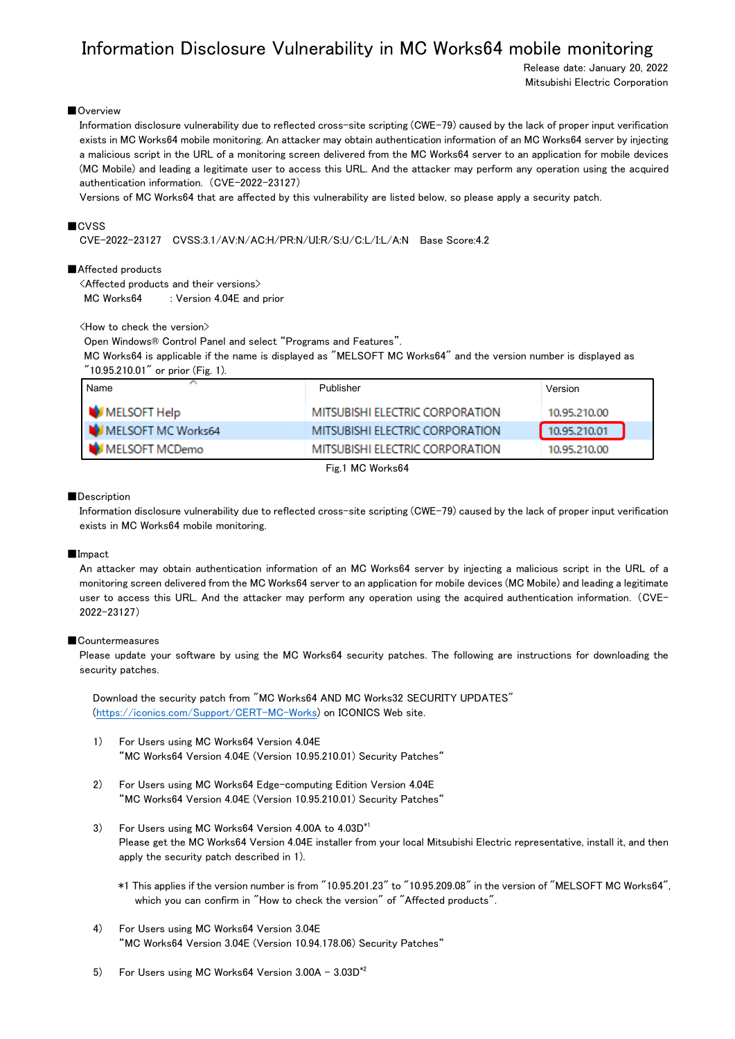# Information Disclosure Vulnerability in MC Works64 mobile monitoring

Release date: January 20, 2022
Mitsubishi Electric Corporation

## ■Overview

Information disclosure vulnerability due to reflected cross-site scripting (CWE-79) caused by the lack of proper input verification exists in MC Works64 mobile monitoring. An attacker may obtain authentication information of an MC Works64 server by injecting a malicious script in the URL of a monitoring screen delivered from the MC Works64 server to an application for mobile devices (MC Mobile) and leading a legitimate user to access this URL. And the attacker may perform any operation using the acquired authentication information. (CVE-2022-23127)

Versions of MC Works64 that are affected by this vulnerability are listed below, so please apply a security patch.

## ■CVSS

CVE-2022-23127 CVSS:3.1/AV:N/AC:H/PR:N/UI:R/S:U/C:L/I:L/A:N Base Score:4.2

## ■Affected products

<Affected products and their versions>

MC Works64 : Version 4.04E and prior

<How to check the version>

Open Windows® Control Panel and select "Programs and Features".

MC Works64 is applicable if the name is displayed as "MELSOFT MC Works64" and the version number is displayed as "10.95.210.01" or prior (Fig. 1).

| Name | Publisher | Version |
|---|---|---|
| MELSOFT Help | MITSUBISHI ELECTRIC CORPORATION | 10.95.210.00 |
| MELSOFT MC Works64 | MITSUBISHI ELECTRIC CORPORATION | 10.95.210.01 |
| MELSOFT MCDemo | MITSUBISHI ELECTRIC CORPORATION | 10.95.210.00 |

Fig.1 MC Works64

## ■Description

Information disclosure vulnerability due to reflected cross-site scripting (CWE-79) caused by the lack of proper input verification exists in MC Works64 mobile monitoring.

## ■Impact

An attacker may obtain authentication information of an MC Works64 server by injecting a malicious script in the URL of a monitoring screen delivered from the MC Works64 server to an application for mobile devices (MC Mobile) and leading a legitimate user to access this URL. And the attacker may perform any operation using the acquired authentication information. (CVE-2022-23127)

## ■Countermeasures

Please update your software by using the MC Works64 security patches. The following are instructions for downloading the security patches.

Download the security patch from "MC Works64 AND MC Works32 SECURITY UPDATES" (https://iconics.com/Support/CERT-MC-Works) on ICONICS Web site.

1) For Users using MC Works64 Version 4.04E
"MC Works64 Version 4.04E (Version 10.95.210.01) Security Patches"

2) For Users using MC Works64 Edge-computing Edition Version 4.04E
"MC Works64 Version 4.04E (Version 10.95.210.01) Security Patches"

3) For Users using MC Works64 Version 4.00A to 4.03D[*1]
Please get the MC Works64 Version 4.04E installer from your local Mitsubishi Electric representative, install it, and then apply the security patch described in 1).

*1 This applies if the version number is from "10.95.201.23" to "10.95.209.08" in the version of "MELSOFT MC Works64", which you can confirm in "How to check the version" of "Affected products".

4) For Users using MC Works64 Version 3.04E
"MC Works64 Version 3.04E (Version 10.94.178.06) Security Patches"

5) For Users using MC Works64 Version 3.00A - 3.03D[*2]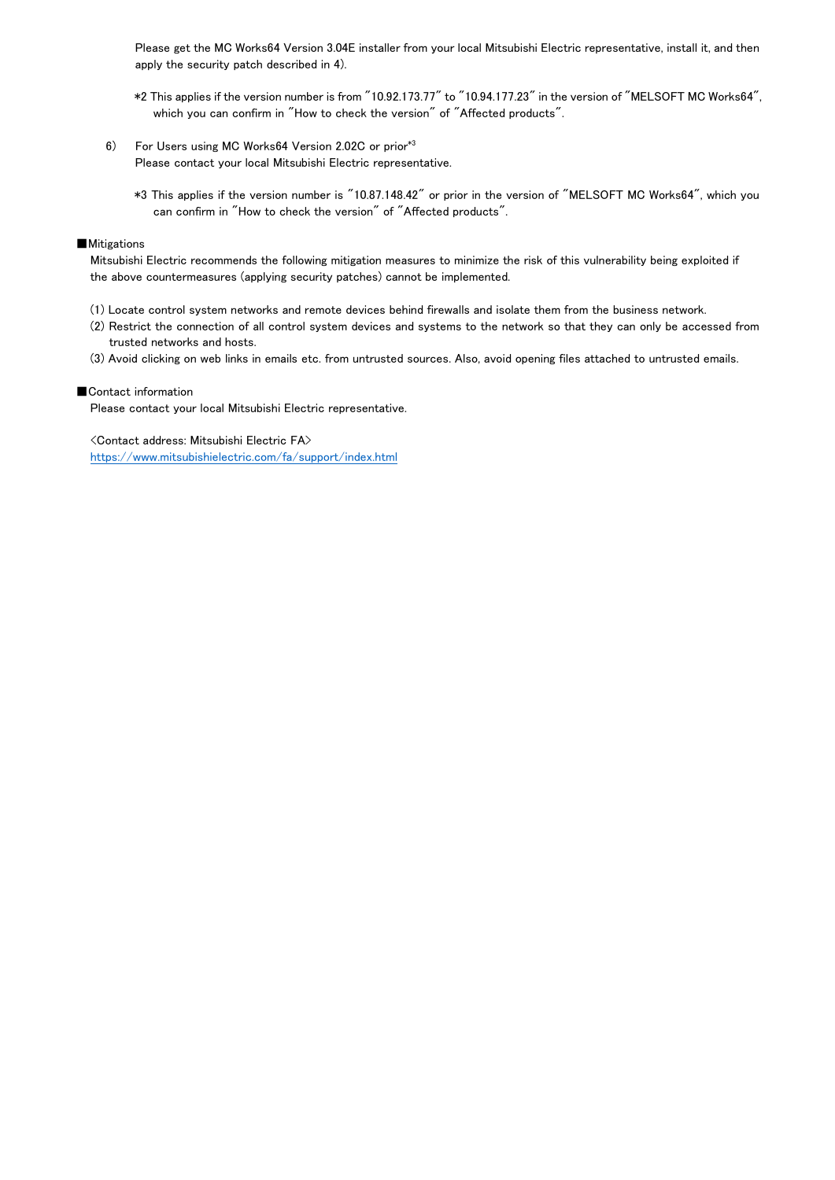Please get the MC Works64 Version 3.04E installer from your local Mitsubishi Electric representative, install it, and then apply the security patch described in 4).

*2 This applies if the version number is from "10.92.173.77" to "10.94.177.23" in the version of "MELSOFT MC Works64", which you can confirm in "How to check the version" of "Affected products".

6) For Users using MC Works64 Version 2.02C or prior*3
Please contact your local Mitsubishi Electric representative.

*3 This applies if the version number is "10.87.148.42" or prior in the version of "MELSOFT MC Works64", which you can confirm in "How to check the version" of "Affected products".

■Mitigations

Mitsubishi Electric recommends the following mitigation measures to minimize the risk of this vulnerability being exploited if the above countermeasures (applying security patches) cannot be implemented.

(1) Locate control system networks and remote devices behind firewalls and isolate them from the business network.
(2) Restrict the connection of all control system devices and systems to the network so that they can only be accessed from trusted networks and hosts.
(3) Avoid clicking on web links in emails etc. from untrusted sources. Also, avoid opening files attached to untrusted emails.

■Contact information

Please contact your local Mitsubishi Electric representative.

<Contact address: Mitsubishi Electric FA>
https://www.mitsubishielectric.com/fa/support/index.html